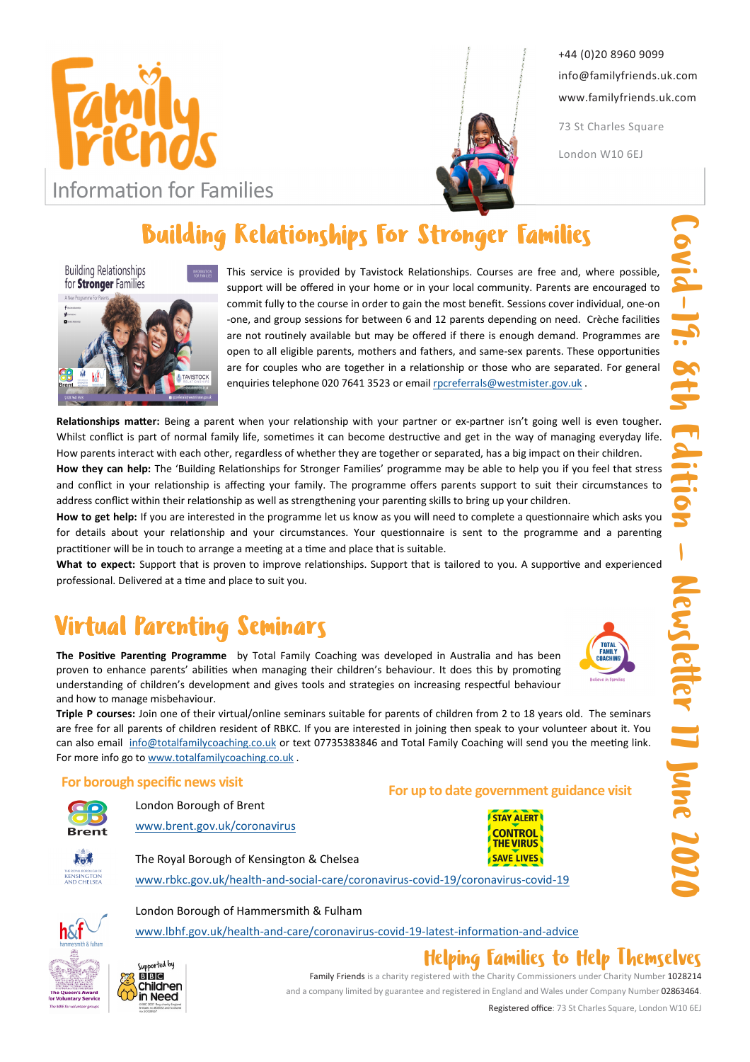# Family Friends

Information for Families

+44 (0)20 8960 9099
info@familyfriends.uk.com
www.familyfriends.uk.com

73 St Charles Square
London W10 6EJ

Covid-19: 8th Edition – Newsletter 17 June 2020

## Building Relationships For Stronger Families

This service is provided by Tavistock Relationships. Courses are free and, where possible, support will be offered in your home or in your local community. Parents are encouraged to commit fully to the course in order to gain the most benefit. Sessions cover individual, one-on-one, and group sessions for between 6 and 12 parents depending on need. Crèche facilities are not routinely available but may be offered if there is enough demand. Programmes are open to all eligible parents, mothers and fathers, and same-sex parents. These opportunities are for couples who are together in a relationship or those who are separated. For general enquiries telephone 020 7641 3523 or email rpcreferrals@westmister.gov.uk .

**Relationships matter:** Being a parent when your relationship with your partner or ex-partner isn't going well is even tougher. Whilst conflict is part of normal family life, sometimes it can become destructive and get in the way of managing everyday life. How parents interact with each other, regardless of whether they are together or separated, has a big impact on their children.

**How they can help:** The 'Building Relationships for Stronger Families' programme may be able to help you if you feel that stress and conflict in your relationship is affecting your family. The programme offers parents support to suit their circumstances to address conflict within their relationship as well as strengthening your parenting skills to bring up your children.

**How to get help:** If you are interested in the programme let us know as you will need to complete a questionnaire which asks you for details about your relationship and your circumstances. Your questionnaire is sent to the programme and a parenting practitioner will be in touch to arrange a meeting at a time and place that is suitable.

**What to expect:** Support that is proven to improve relationships. Support that is tailored to you. A supportive and experienced professional. Delivered at a time and place to suit you.

## Virtual Parenting Seminars

**The Positive Parenting Programme** by Total Family Coaching was developed in Australia and has been proven to enhance parents' abilities when managing their children's behaviour. It does this by promoting understanding of children's development and gives tools and strategies on increasing respectful behaviour and how to manage misbehaviour.

**Triple P courses:** Join one of their virtual/online seminars suitable for parents of children from 2 to 18 years old. The seminars are free for all parents of children resident of RBKC. If you are interested in joining then speak to your volunteer about it. You can also email info@totalfamilycoaching.co.uk or text 07735383846 and Total Family Coaching will send you the meeting link. For more info go to www.totalfamilycoaching.co.uk .

### For borough specific news visit

London Borough of Brent
www.brent.gov.uk/coronavirus

The Royal Borough of Kensington & Chelsea
www.rbkc.gov.uk/health-and-social-care/coronavirus-covid-19/coronavirus-covid-19

London Borough of Hammersmith & Fulham
www.lbhf.gov.uk/health-and-care/coronavirus-covid-19-latest-information-and-advice

### For up to date government guidance visit

STAY ALERT
CONTROL THE VIRUS
SAVE LIVES

## Helping Families to Help Themselves

Family Friends is a charity registered with the Charity Commissioners under Charity Number 1028214 and a company limited by guarantee and registered in England and Wales under Company Number 02863464.

Registered office: 73 St Charles Square, London W10 6EJ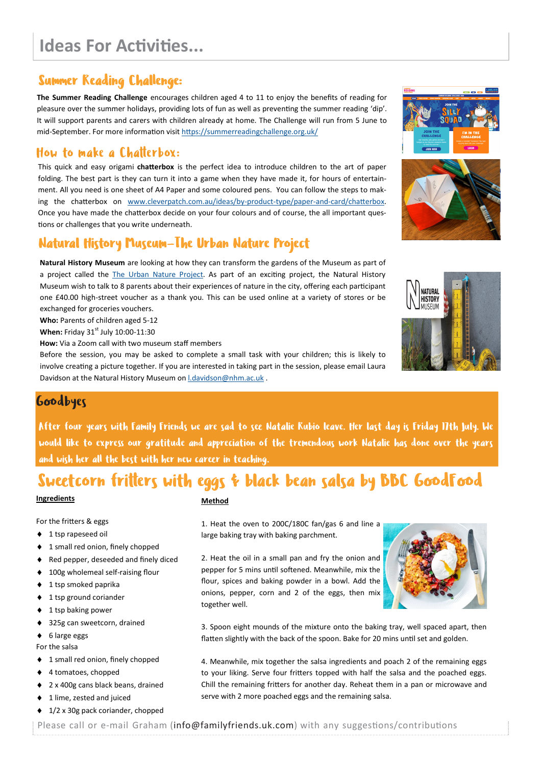# Ideas For Activities...

## Summer Reading Challenge:

**The Summer Reading Challenge** encourages children aged 4 to 11 to enjoy the benefits of reading for pleasure over the summer holidays, providing lots of fun as well as preventing the summer reading 'dip'. It will support parents and carers with children already at home. The Challenge will run from 5 June to mid-September. For more information visit https://summerreadingchallenge.org.uk/

## How to make a Chatterbox:

This quick and easy origami **chatterbox** is the perfect idea to introduce children to the art of paper folding. The best part is they can turn it into a game when they have made it, for hours of entertainment. All you need is one sheet of A4 Paper and some coloured pens. You can follow the steps to making the chatterbox on www.cleverpatch.com.au/ideas/by-product-type/paper-and-card/chatterbox. Once you have made the chatterbox decide on your four colours and of course, the all important questions or challenges that you write underneath.

## Natural History Museum—The Urban Nature Project

**Natural History Museum** are looking at how they can transform the gardens of the Museum as part of a project called the The Urban Nature Project. As part of an exciting project, the Natural History Museum wish to talk to 8 parents about their experiences of nature in the city, offering each participant one £40.00 high-street voucher as a thank you. This can be used online at a variety of stores or be exchanged for groceries vouchers.

**Who:** Parents of children aged 5-12

**When:** Friday 31st July 10:00-11:30

**How:** Via a Zoom call with two museum staff members

Before the session, you may be asked to complete a small task with your children; this is likely to involve creating a picture together. If you are interested in taking part in the session, please email Laura Davidson at the Natural History Museum on l.davidson@nhm.ac.uk .

## Goodbyes

After four years with Family Friends we are sad to see Natalie Rubio leave. Her last day is Friday 17th July. We would like to express our gratitude and appreciation of the tremendous work Natalie has done over the years and wish her all the best with her new career in teaching.

## Sweetcorn fritters with eggs & black bean salsa by BBC GoodFood

**Ingredients**

For the fritters & eggs

- 1 tsp rapeseed oil
- 1 small red onion, finely chopped
- Red pepper, deseeded and finely diced
- 100g wholemeal self-raising flour
- 1 tsp smoked paprika
- 1 tsp ground coriander
- 1 tsp baking power
- 325g can sweetcorn, drained
- 6 large eggs

For the salsa

- 1 small red onion, finely chopped
- 4 tomatoes, chopped
- 2 x 400g cans black beans, drained
- 1 lime, zested and juiced
- 1/2 x 30g pack coriander, chopped

**Method**

1. Heat the oven to 200C/180C fan/gas 6 and line a large baking tray with baking parchment.

2. Heat the oil in a small pan and fry the onion and pepper for 5 mins until softened. Meanwhile, mix the flour, spices and baking powder in a bowl. Add the onions, pepper, corn and 2 of the eggs, then mix together well.

3. Spoon eight mounds of the mixture onto the baking tray, well spaced apart, then flatten slightly with the back of the spoon. Bake for 20 mins until set and golden.

4. Meanwhile, mix together the salsa ingredients and poach 2 of the remaining eggs to your liking. Serve four fritters topped with half the salsa and the poached eggs. Chill the remaining fritters for another day. Reheat them in a pan or microwave and serve with 2 more poached eggs and the remaining salsa.

Please call or e-mail Graham (info@familyfriends.uk.com) with any suggestions/contributions